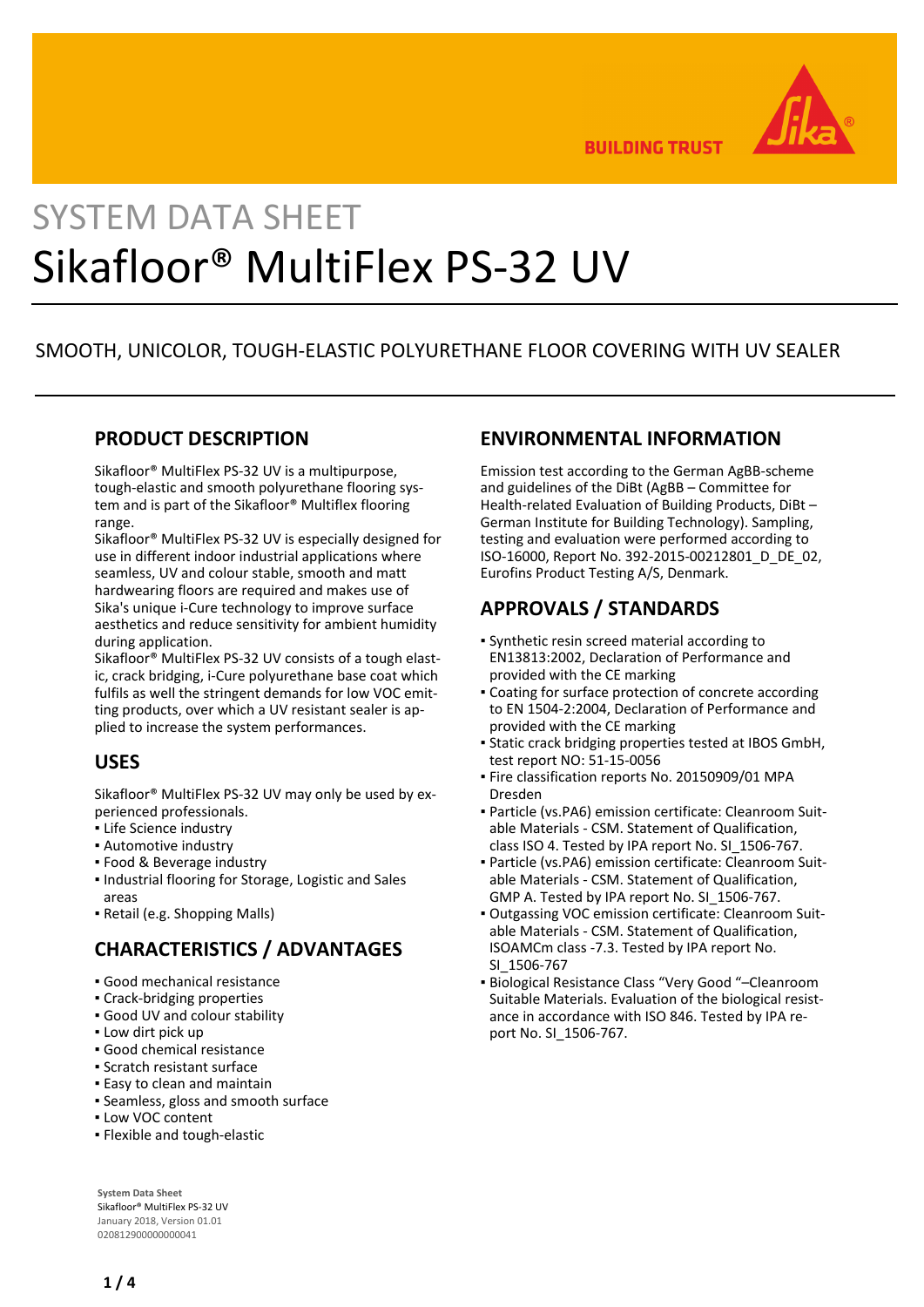# SYSTEM DATA SHEET

# Sikafloor® MultiFlex PS-32 UV

SMOOTH, UNICOLOR, TOUGH-ELASTIC POLYURETHANE FLOOR COVERING WITH UV SEALER

## PRODUCT DESCRIPTION

Sikafloor® MultiFlex PS-32 UV is a multipurpose, tough-elastic and smooth polyurethane flooring system and is part of the Sikafloor® Multiflex flooring range.
Sikafloor® MultiFlex PS-32 UV is especially designed for use in different indoor industrial applications where seamless, UV and colour stable, smooth and matt hardwearing floors are required and makes use of Sika's unique i-Cure technology to improve surface aesthetics and reduce sensitivity for ambient humidity during application.
Sikafloor® MultiFlex PS-32 UV consists of a tough elastic, crack bridging, i-Cure polyurethane base coat which fulfils as well the stringent demands for low VOC emitting products, over which a UV resistant sealer is applied to increase the system performances.

## USES

Sikafloor® MultiFlex PS-32 UV may only be used by experienced professionals.

- Life Science industry
- Automotive industry
- Food & Beverage industry
- Industrial flooring for Storage, Logistic and Sales areas
- Retail (e.g. Shopping Malls)

## CHARACTERISTICS / ADVANTAGES

- Good mechanical resistance
- Crack-bridging properties
- Good UV and colour stability
- Low dirt pick up
- Good chemical resistance
- Scratch resistant surface
- Easy to clean and maintain
- Seamless, gloss and smooth surface
- Low VOC content
- Flexible and tough-elastic

## ENVIRONMENTAL INFORMATION

Emission test according to the German AgBB-scheme and guidelines of the DiBt (AgBB – Committee for Health-related Evaluation of Building Products, DiBt – German Institute for Building Technology). Sampling, testing and evaluation were performed according to ISO-16000, Report No. 392-2015-00212801_D_DE_02, Eurofins Product Testing A/S, Denmark.

## APPROVALS / STANDARDS

- Synthetic resin screed material according to EN13813:2002, Declaration of Performance and provided with the CE marking
- Coating for surface protection of concrete according to EN 1504-2:2004, Declaration of Performance and provided with the CE marking
- Static crack bridging properties tested at IBOS GmbH, test report NO: 51-15-0056
- Fire classification reports No. 20150909/01 MPA Dresden
- Particle (vs.PA6) emission certificate: Cleanroom Suitable Materials - CSM. Statement of Qualification, class ISO 4. Tested by IPA report No. SI_1506-767.
- Particle (vs.PA6) emission certificate: Cleanroom Suitable Materials - CSM. Statement of Qualification, GMP A. Tested by IPA report No. SI_1506-767.
- Outgassing VOC emission certificate: Cleanroom Suitable Materials - CSM. Statement of Qualification, ISOAMCm class -7.3. Tested by IPA report No. SI_1506-767
- Biological Resistance Class "Very Good "–Cleanroom Suitable Materials. Evaluation of the biological resistance in accordance with ISO 846. Tested by IPA report No. SI_1506-767.

**System Data Sheet**
Sikafloor® MultiFlex PS-32 UV
January 2018, Version 01.01
020812900000000041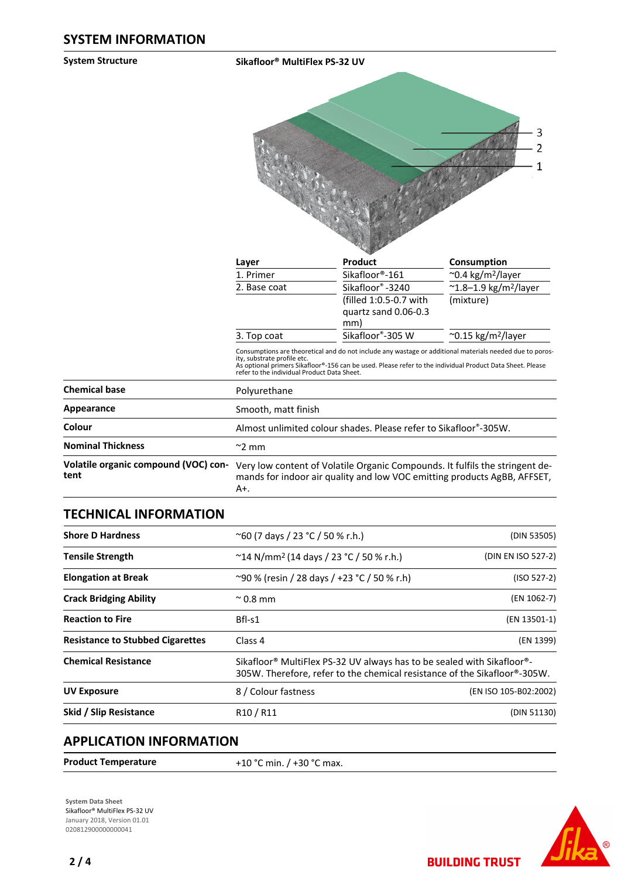## SYSTEM INFORMATION

**System Structure**

**Sikafloor® MultiFlex PS-32 UV**

| Layer | Product | Consumption |
|---|---|---|
| 1. Primer | Sikafloor®-161 | ~0.4 kg/m²/layer |
| 2. Base coat | Sikafloor® -3240 (filled 1:0.5-0.7 with quartz sand 0.06-0.3 mm) | ~1.8–1.9 kg/m²/layer (mixture) |
| 3. Top coat | Sikafloor®-305 W | ~0.15 kg/m²/layer |

Consumptions are theoretical and do not include any wastage or additional materials needed due to porosity, substrate profile etc.
As optional primers Sikafloor®-156 can be used. Please refer to the individual Product Data Sheet. Please refer to the individual Product Data Sheet.

| | |
|---|---|
| **Chemical base** | Polyurethane |
| **Appearance** | Smooth, matt finish |
| **Colour** | Almost unlimited colour shades. Please refer to Sikafloor®-305W. |
| **Nominal Thickness** | ~2 mm |
| **Volatile organic compound (VOC) content** | Very low content of Volatile Organic Compounds. It fulfils the stringent demands for indoor air quality and low VOC emitting products AgBB, AFFSET, A+. |

## TECHNICAL INFORMATION

| | | |
|---|---|---|
| **Shore D Hardness** | ~60 (7 days / 23 °C / 50 % r.h.) | (DIN 53505) |
| **Tensile Strength** | ~14 N/mm² (14 days / 23 °C / 50 % r.h.) | (DIN EN ISO 527-2) |
| **Elongation at Break** | ~90 % (resin / 28 days / +23 °C / 50 % r.h) | (ISO 527-2) |
| **Crack Bridging Ability** | ~ 0.8 mm | (EN 1062-7) |
| **Reaction to Fire** | Bfl-s1 | (EN 13501-1) |
| **Resistance to Stubbed Cigarettes** | Class 4 | (EN 1399) |
| **Chemical Resistance** | Sikafloor® MultiFlex PS-32 UV always has to be sealed with Sikafloor®-305W. Therefore, refer to the chemical resistance of the Sikafloor®-305W. | |
| **UV Exposure** | 8 / Colour fastness | (EN ISO 105-B02:2002) |
| **Skid / Slip Resistance** | R10 / R11 | (DIN 51130) |

## APPLICATION INFORMATION

| | |
|---|---|
| **Product Temperature** | +10 °C min. / +30 °C max. |

System Data Sheet
Sikafloor® MultiFlex PS-32 UV
January 2018, Version 01.01
020812900000000041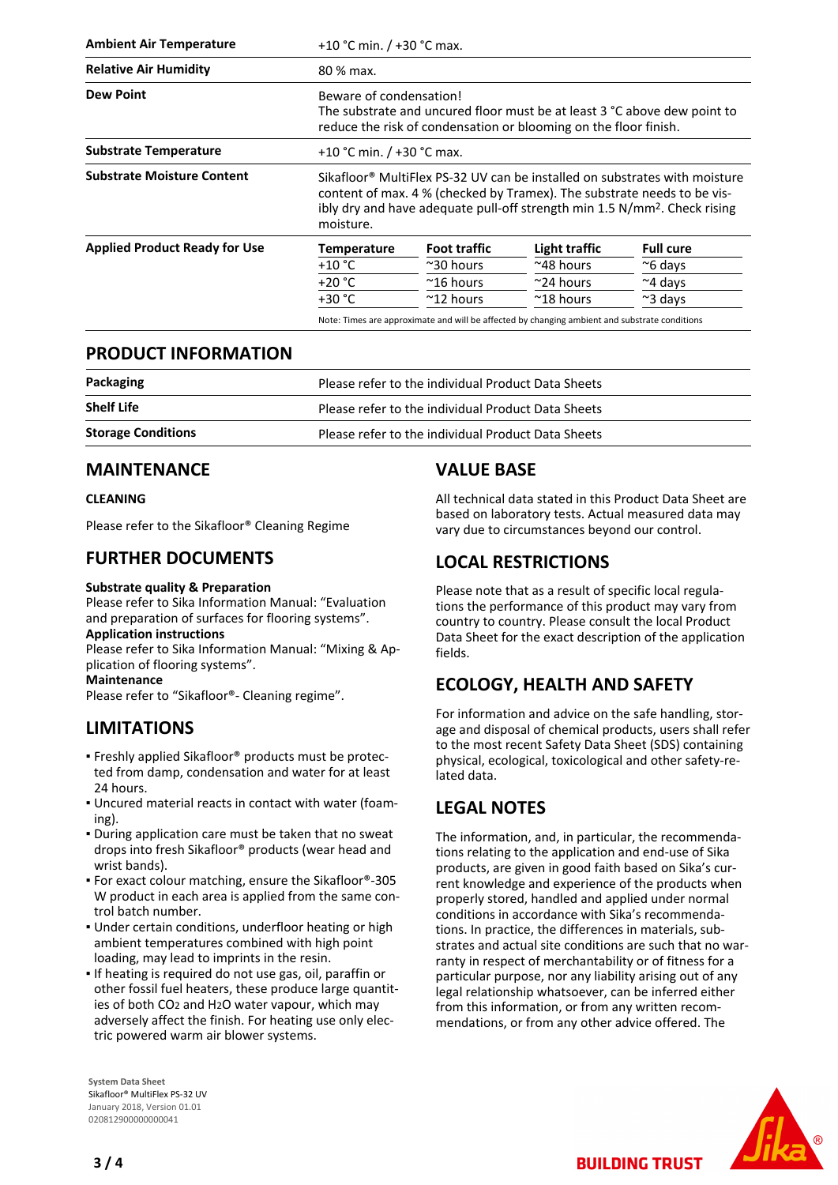| | |
|---|---|
| **Ambient Air Temperature** | +10 °C min. / +30 °C max. |
| **Relative Air Humidity** | 80 % max. |
| **Dew Point** | Beware of condensation! The substrate and uncured floor must be at least 3 °C above dew point to reduce the risk of condensation or blooming on the floor finish. |
| **Substrate Temperature** | +10 °C min. / +30 °C max. |
| **Substrate Moisture Content** | Sikafloor® MultiFlex PS-32 UV can be installed on substrates with moisture content of max. 4 % (checked by Tramex). The substrate needs to be visibly dry and have adequate pull-off strength min 1.5 N/mm². Check rising moisture. |

**Applied Product Ready for Use**

| Temperature | Foot traffic | Light traffic | Full cure |
|---|---|---|---|
| +10 °C | ~30 hours | ~48 hours | ~6 days |
| +20 °C | ~16 hours | ~24 hours | ~4 days |
| +30 °C | ~12 hours | ~18 hours | ~3 days |

Note: Times are approximate and will be affected by changing ambient and substrate conditions

## PRODUCT INFORMATION

| | |
|---|---|
| **Packaging** | Please refer to the individual Product Data Sheets |
| **Shelf Life** | Please refer to the individual Product Data Sheets |
| **Storage Conditions** | Please refer to the individual Product Data Sheets |

## MAINTENANCE

### CLEANING

Please refer to the Sikafloor® Cleaning Regime

## FURTHER DOCUMENTS

**Substrate quality & Preparation**
Please refer to Sika Information Manual: "Evaluation and preparation of surfaces for flooring systems".
**Application instructions**
Please refer to Sika Information Manual: "Mixing & Application of flooring systems".
**Maintenance**
Please refer to "Sikafloor®- Cleaning regime".

## LIMITATIONS

- Freshly applied Sikafloor® products must be protected from damp, condensation and water for at least 24 hours.
- Uncured material reacts in contact with water (foaming).
- During application care must be taken that no sweat drops into fresh Sikafloor® products (wear head and wrist bands).
- For exact colour matching, ensure the Sikafloor®-305 W product in each area is applied from the same control batch number.
- Under certain conditions, underfloor heating or high ambient temperatures combined with high point loading, may lead to imprints in the resin.
- If heating is required do not use gas, oil, paraffin or other fossil fuel heaters, these produce large quantities of both $CO_2$ and $H_2O$ water vapour, which may adversely affect the finish. For heating use only electric powered warm air blower systems.

## VALUE BASE

All technical data stated in this Product Data Sheet are based on laboratory tests. Actual measured data may vary due to circumstances beyond our control.

## LOCAL RESTRICTIONS

Please note that as a result of specific local regulations the performance of this product may vary from country to country. Please consult the local Product Data Sheet for the exact description of the application fields.

## ECOLOGY, HEALTH AND SAFETY

For information and advice on the safe handling, storage and disposal of chemical products, users shall refer to the most recent Safety Data Sheet (SDS) containing physical, ecological, toxicological and other safety-related data.

## LEGAL NOTES

The information, and, in particular, the recommendations relating to the application and end-use of Sika products, are given in good faith based on Sika's current knowledge and experience of the products when properly stored, handled and applied under normal conditions in accordance with Sika's recommendations. In practice, the differences in materials, substrates and actual site conditions are such that no warranty in respect of merchantability or of fitness for a particular purpose, nor any liability arising out of any legal relationship whatsoever, can be inferred either from this information, or from any written recommendations, or from any other advice offered. The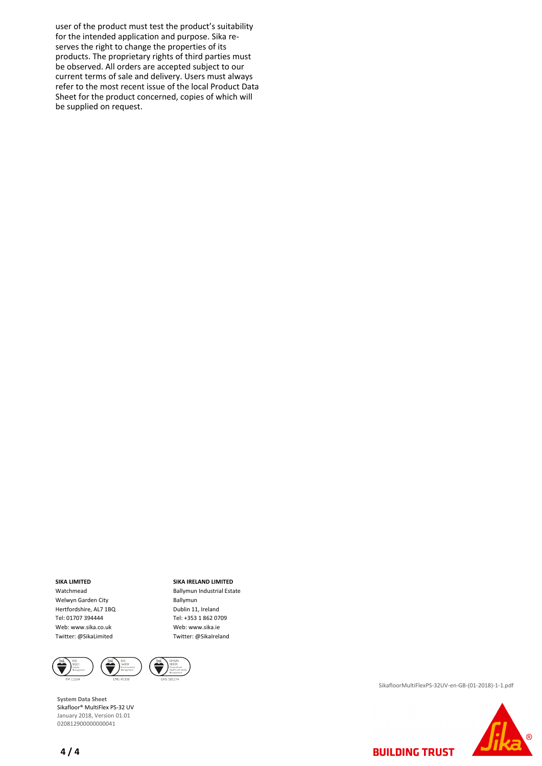user of the product must test the product's suitability for the intended application and purpose. Sika reserves the right to change the properties of its products. The proprietary rights of third parties must be observed. All orders are accepted subject to our current terms of sale and delivery. Users must always refer to the most recent issue of the local Product Data Sheet for the product concerned, copies of which will be supplied on request.

**SIKA LIMITED**
Watchmead
Welwyn Garden City
Hertfordshire, AL7 1BQ
Tel: 01707 394444
Web: www.sika.co.uk
Twitter: @SikaLimited

**SIKA IRELAND LIMITED**
Ballymun Industrial Estate
Ballymun
Dublin 11, Ireland
Tel: +353 1 862 0709
Web: www.sika.ie
Twitter: @SikaIreland

FM 12504 EMS 45308 OHS 585274

SikafloorMultiFlexPS-32UV-en-GB-(01-2018)-1-1.pdf

**System Data Sheet**
Sikafloor® MultiFlex PS-32 UV
January 2018, Version 01.01
020812900000000041

**BUILDING TRUST**